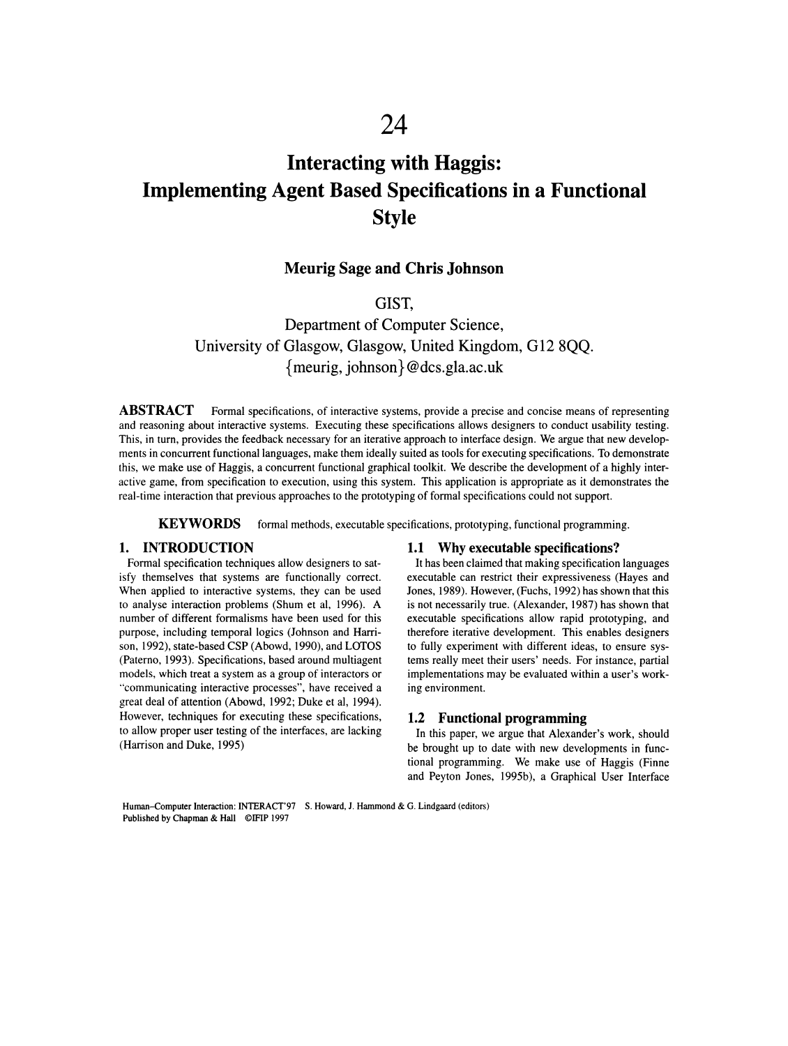# 24

# Interacting with Haggis: Implementing Agent Based Specifications in a Functional Style

**Meurig Sage and Chris Johnson**

GIST,
Department of Computer Science,
University of Glasgow, Glasgow, United Kingdom, G12 8QQ.
{meurig, johnson}@dcs.gla.ac.uk

**ABSTRACT** Formal specifications, of interactive systems, provide a precise and concise means of representing and reasoning about interactive systems. Executing these specifications allows designers to conduct usability testing. This, in turn, provides the feedback necessary for an iterative approach to interface design. We argue that new developments in concurrent functional languages, make them ideally suited as tools for executing specifications. To demonstrate this, we make use of Haggis, a concurrent functional graphical toolkit. We describe the development of a highly interactive game, from specification to execution, using this system. This application is appropriate as it demonstrates the real-time interaction that previous approaches to the prototyping of formal specifications could not support.

**KEYWORDS** formal methods, executable specifications, prototyping, functional programming.

## 1. INTRODUCTION

Formal specification techniques allow designers to satisfy themselves that systems are functionally correct. When applied to interactive systems, they can be used to analyse interaction problems (Shum et al, 1996). A number of different formalisms have been used for this purpose, including temporal logics (Johnson and Harrison, 1992), state-based CSP (Abowd, 1990), and LOTOS (Paterno, 1993). Specifications, based around multiagent models, which treat a system as a group of interactors or "communicating interactive processes", have received a great deal of attention (Abowd, 1992; Duke et al, 1994). However, techniques for executing these specifications, to allow proper user testing of the interfaces, are lacking (Harrison and Duke, 1995)

### 1.1 Why executable specifications?

It has been claimed that making specification languages executable can restrict their expressiveness (Hayes and Jones, 1989). However, (Fuchs, 1992) has shown that this is not necessarily true. (Alexander, 1987) has shown that executable specifications allow rapid prototyping, and therefore iterative development. This enables designers to fully experiment with different ideas, to ensure systems really meet their users' needs. For instance, partial implementations may be evaluated within a user's working environment.

### 1.2 Functional programming

In this paper, we argue that Alexander's work, should be brought up to date with new developments in functional programming. We make use of Haggis (Finne and Peyton Jones, 1995b), a Graphical User Interface

Human–Computer Interaction: INTERACT'97 S. Howard, J. Hammond & G. Lindgaard (editors)
Published by Chapman & Hall ©IFIP 1997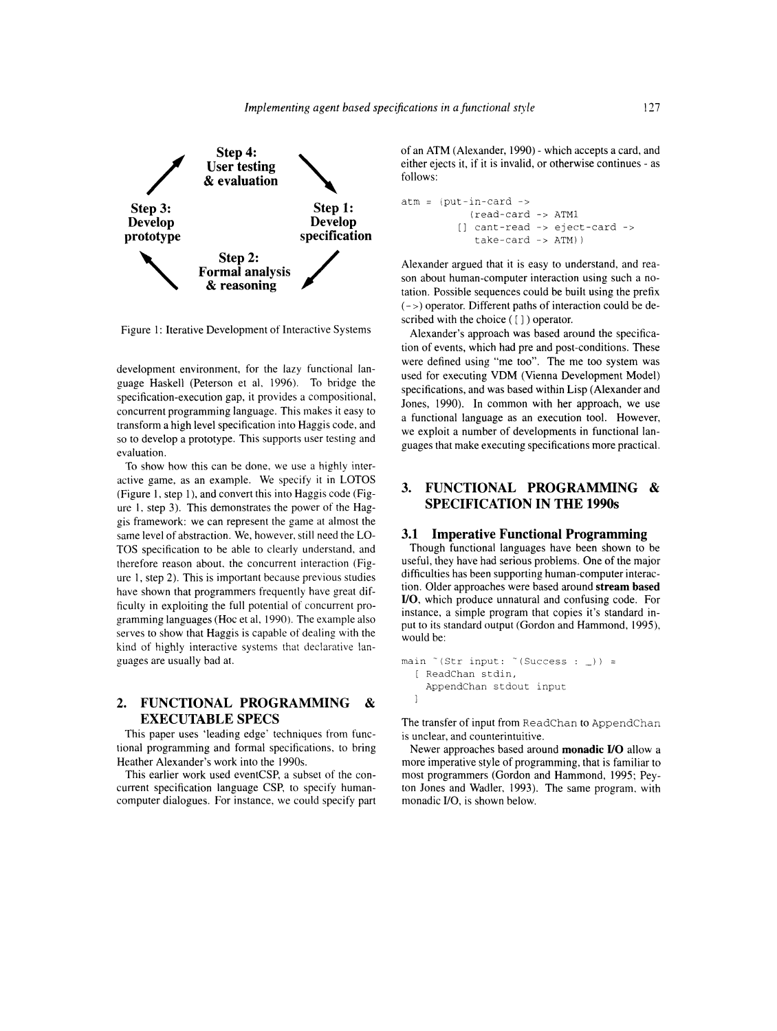Step 4: User testing & evaluation

Step 3: Develop prototype

Step 1: Develop specification

Step 2: Formal analysis & reasoning

Figure 1: Iterative Development of Interactive Systems

development environment, for the lazy functional language Haskell (Peterson et al, 1996). To bridge the specification-execution gap, it provides a compositional, concurrent programming language. This makes it easy to transform a high level specification into Haggis code, and so to develop a prototype. This supports user testing and evaluation.

To show how this can be done, we use a highly interactive game, as an example. We specify it in LOTOS (Figure 1, step 1), and convert this into Haggis code (Figure 1, step 3). This demonstrates the power of the Haggis framework: we can represent the game at almost the same level of abstraction. We, however, still need the LOTOS specification to be able to clearly understand, and therefore reason about, the concurrent interaction (Figure 1, step 2). This is important because previous studies have shown that programmers frequently have great difficulty in exploiting the full potential of concurrent programming languages (Hoc et al, 1990). The example also serves to show that Haggis is capable of dealing with the kind of highly interactive systems that declarative languages are usually bad at.

## 2. FUNCTIONAL PROGRAMMING & EXECUTABLE SPECS

This paper uses 'leading edge' techniques from functional programming and formal specifications, to bring Heather Alexander's work into the 1990s.

This earlier work used eventCSP, a subset of the concurrent specification language CSP, to specify human-computer dialogues. For instance, we could specify part of an ATM (Alexander, 1990) - which accepts a card, and either ejects it, if it is invalid, or otherwise continues - as follows:

```
atm = (put-in-card ->
          (read-card -> ATM1
        [] cant-read -> eject-card ->
           take-card -> ATM))
```

Alexander argued that it is easy to understand, and reason about human-computer interaction using such a notation. Possible sequences could be built using the prefix (->) operator. Different paths of interaction could be described with the choice ([]) operator.

Alexander's approach was based around the specification of events, which had pre and post-conditions. These were defined using "me too". The me too system was used for executing VDM (Vienna Development Model) specifications, and was based within Lisp (Alexander and Jones, 1990). In common with her approach, we use a functional language as an execution tool. However, we exploit a number of developments in functional languages that make executing specifications more practical.

## 3. FUNCTIONAL PROGRAMMING & SPECIFICATION IN THE 1990s

### 3.1 Imperative Functional Programming

Though functional languages have been shown to be useful, they have had serious problems. One of the major difficulties has been supporting human-computer interaction. Older approaches were based around **stream based I/O**, which produce unnatural and confusing code. For instance, a simple program that copies it's standard input to its standard output (Gordon and Hammond, 1995), would be:

```
main ~(Str input: ~(Success : _)) =
  [ ReadChan stdin,
    AppendChan stdout input
  ]
```

The transfer of input from ReadChan to AppendChan is unclear, and counterintuitive.

Newer approaches based around **monadic I/O** allow a more imperative style of programming, that is familiar to most programmers (Gordon and Hammond, 1995; Peyton Jones and Wadler, 1993). The same program, with monadic I/O, is shown below.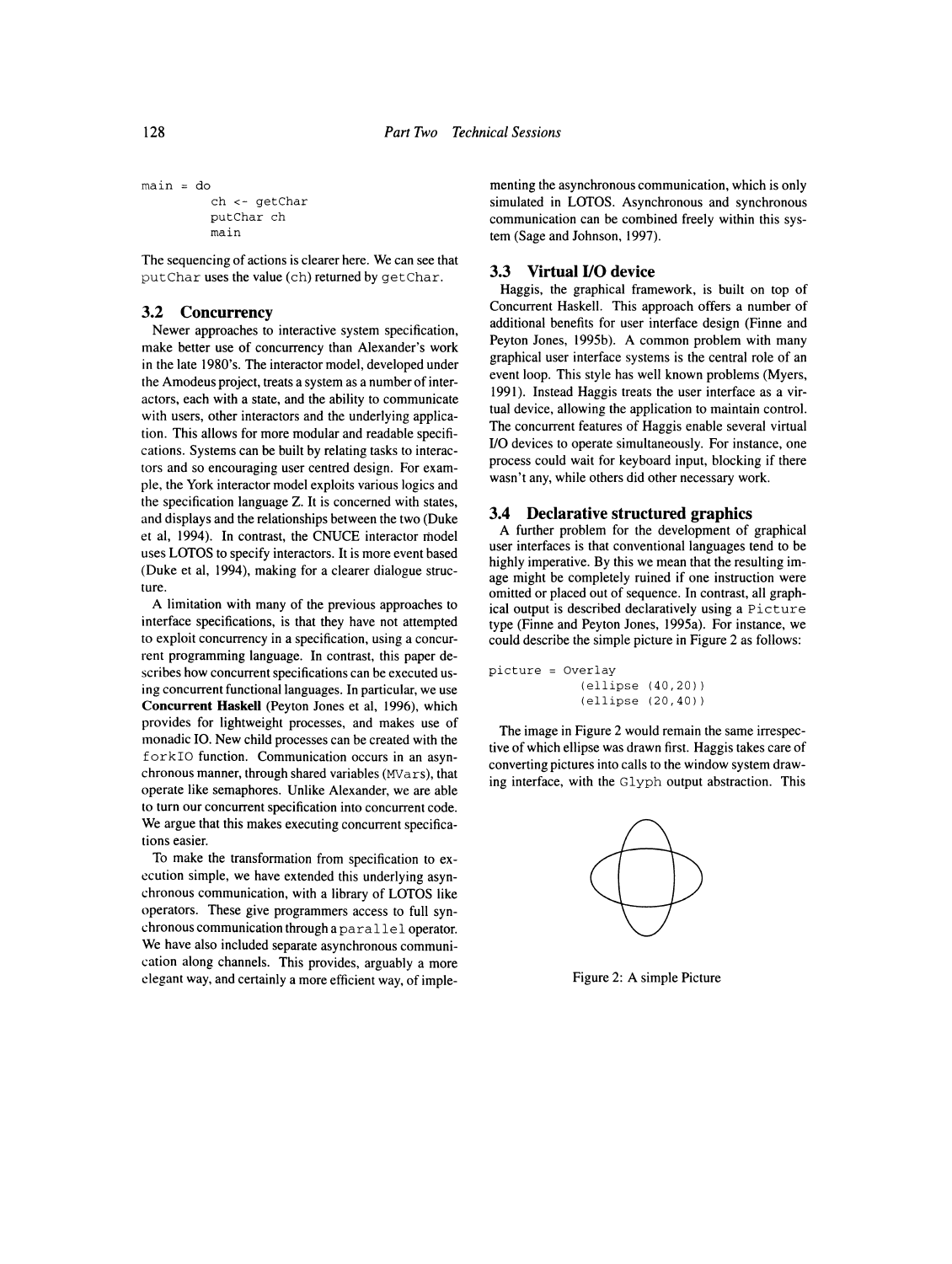```
main = do
        ch <- getChar
        putChar ch
        main
```

The sequencing of actions is clearer here. We can see that `putChar` uses the value (`ch`) returned by `getChar`.

### 3.2 Concurrency

Newer approaches to interactive system specification, make better use of concurrency than Alexander's work in the late 1980's. The interactor model, developed under the Amodeus project, treats a system as a number of interactors, each with a state, and the ability to communicate with users, other interactors and the underlying application. This allows for more modular and readable specifications. Systems can be built by relating tasks to interactors and so encouraging user centred design. For example, the York interactor model exploits various logics and the specification language Z. It is concerned with states, and displays and the relationships between the two (Duke et al, 1994). In contrast, the CNUCE interactor model uses LOTOS to specify interactors. It is more event based (Duke et al, 1994), making for a clearer dialogue structure.

A limitation with many of the previous approaches to interface specifications, is that they have not attempted to exploit concurrency in a specification, using a concurrent programming language. In contrast, this paper describes how concurrent specifications can be executed using concurrent functional languages. In particular, we use **Concurrent Haskell** (Peyton Jones et al, 1996), which provides for lightweight processes, and makes use of monadic IO. New child processes can be created with the `forkIO` function. Communication occurs in an asynchronous manner, through shared variables (`MVars`), that operate like semaphores. Unlike Alexander, we are able to turn our concurrent specification into concurrent code. We argue that this makes executing concurrent specifications easier.

To make the transformation from specification to execution simple, we have extended this underlying asynchronous communication, with a library of LOTOS like operators. These give programmers access to full synchronous communication through a `parallel` operator. We have also included separate asynchronous communication along channels. This provides, arguably a more elegant way, and certainly a more efficient way, of implementing the asynchronous communication, which is only simulated in LOTOS. Asynchronous and synchronous communication can be combined freely within this system (Sage and Johnson, 1997).

### 3.3 Virtual I/O device

Haggis, the graphical framework, is built on top of Concurrent Haskell. This approach offers a number of additional benefits for user interface design (Finne and Peyton Jones, 1995b). A common problem with many graphical user interface systems is the central role of an event loop. This style has well known problems (Myers, 1991). Instead Haggis treats the user interface as a virtual device, allowing the application to maintain control. The concurrent features of Haggis enable several virtual I/O devices to operate simultaneously. For instance, one process could wait for keyboard input, blocking if there wasn't any, while others did other necessary work.

### 3.4 Declarative structured graphics

A further problem for the development of graphical user interfaces is that conventional languages tend to be highly imperative. By this we mean that the resulting image might be completely ruined if one instruction were omitted or placed out of sequence. In contrast, all graphical output is described declaratively using a `Picture` type (Finne and Peyton Jones, 1995a). For instance, we could describe the simple picture in Figure 2 as follows:

```
picture = Overlay
            (ellipse (40,20))
            (ellipse (20,40))
```

The image in Figure 2 would remain the same irrespective of which ellipse was drawn first. Haggis takes care of converting pictures into calls to the window system drawing interface, with the `Glyph` output abstraction. This

Figure 2: A simple Picture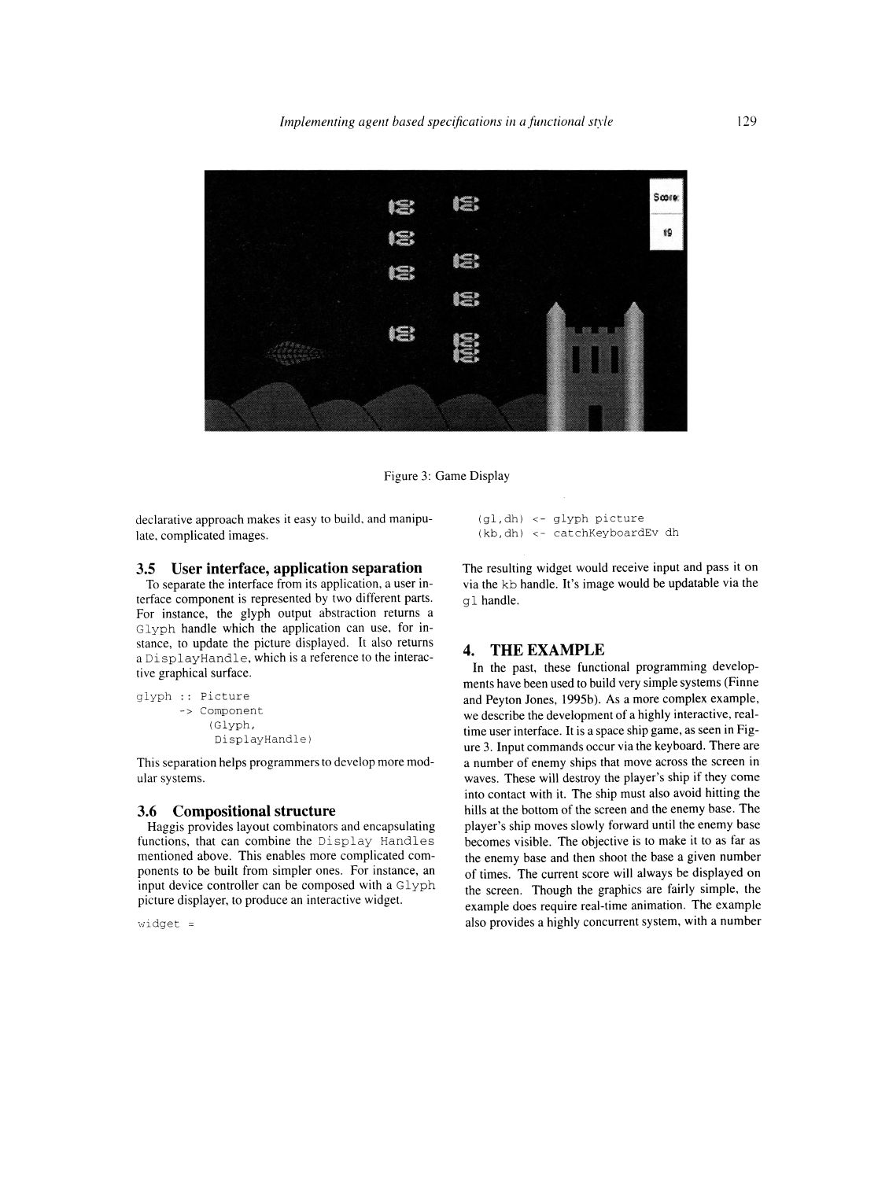Figure 3: Game Display

declarative approach makes it easy to build, and manipulate, complicated images.

### 3.5 User interface, application separation

To separate the interface from its application, a user interface component is represented by two different parts. For instance, the glyph output abstraction returns a `Glyph` handle which the application can use, for instance, to update the picture displayed. It also returns a `DisplayHandle`, which is a reference to the interactive graphical surface.

```
glyph :: Picture
      -> Component
          (Glyph,
           DisplayHandle)
```

This separation helps programmers to develop more modular systems.

### 3.6 Compositional structure

Haggis provides layout combinators and encapsulating functions, that can combine the `Display Handles` mentioned above. This enables more complicated components to be built from simpler ones. For instance, an input device controller can be composed with a `Glyph` picture displayer, to produce an interactive widget.

```
widget =
    (gl,dh) <- glyph picture
    (kb,dh) <- catchKeyboardEv dh
```

The resulting widget would receive input and pass it on via the `kb` handle. It's image would be updatable via the `gl` handle.

## 4. THE EXAMPLE

In the past, these functional programming developments have been used to build very simple systems (Finne and Peyton Jones, 1995b). As a more complex example, we describe the development of a highly interactive, real-time user interface. It is a space ship game, as seen in Figure 3. Input commands occur via the keyboard. There are a number of enemy ships that move across the screen in waves. These will destroy the player's ship if they come into contact with it. The ship must also avoid hitting the hills at the bottom of the screen and the enemy base. The player's ship moves slowly forward until the enemy base becomes visible. The objective is to make it to as far as the enemy base and then shoot the base a given number of times. The current score will always be displayed on the screen. Though the graphics are fairly simple, the example does require real-time animation. The example also provides a highly concurrent system, with a number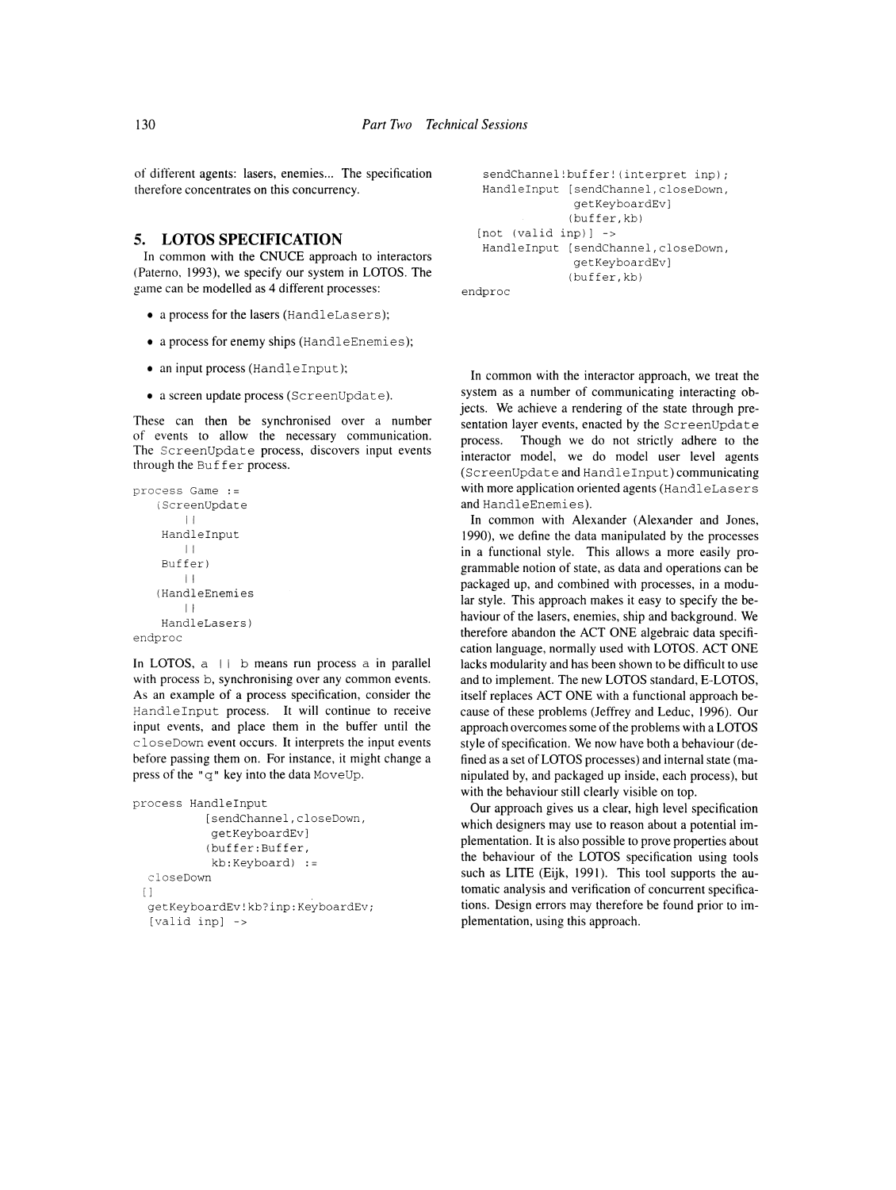of different agents: lasers, enemies... The specification therefore concentrates on this concurrency.

## 5. LOTOS SPECIFICATION

In common with the CNUCE approach to interactors (Paterno, 1993), we specify our system in LOTOS. The game can be modelled as 4 different processes:

- a process for the lasers (`HandleLasers`);
- a process for enemy ships (`HandleEnemies`);
- an input process (`HandleInput`);
- a screen update process (`ScreenUpdate`).

These can then be synchronised over a number of events to allow the necessary communication. The `ScreenUpdate` process, discovers input events through the `Buffer` process.

```
process Game :=
   (ScreenUpdate
       ||
    HandleInput
       ||
    Buffer)
       ||
   (HandleEnemies
       ||
    HandleLasers)
endproc
```

In LOTOS, `a || b` means run process `a` in parallel with process `b`, synchronising over any common events. As an example of a process specification, consider the `HandleInput` process. It will continue to receive input events, and place them in the buffer until the `closeDown` event occurs. It interprets the input events before passing them on. For instance, it might change a press of the `"q"` key into the data `MoveUp`.

```
process HandleInput
          [sendChannel,closeDown,
           getKeyboardEv]
          (buffer:Buffer,
           kb:Keyboard) :=
  closeDown
  []
  getKeyboardEv!kb?inp:KeyboardEv;
  [valid inp] ->
   sendChannel!buffer!(interpret inp);
   HandleInput [sendChannel,closeDown,
                getKeyboardEv]
               (buffer,kb)
  [not (valid inp)] ->
   HandleInput [sendChannel,closeDown,
                getKeyboardEv]
               (buffer,kb)
endproc
```

In common with the interactor approach, we treat the system as a number of communicating interacting objects. We achieve a rendering of the state through presentation layer events, enacted by the `ScreenUpdate` process. Though we do not strictly adhere to the interactor model, we do model user level agents (`ScreenUpdate` and `HandleInput`) communicating with more application oriented agents (`HandleLasers` and `HandleEnemies`).

In common with Alexander (Alexander and Jones, 1990), we define the data manipulated by the processes in a functional style. This allows a more easily programmable notion of state, as data and operations can be packaged up, and combined with processes, in a modular style. This approach makes it easy to specify the behaviour of the lasers, enemies, ship and background. We therefore abandon the ACT ONE algebraic data specification language, normally used with LOTOS. ACT ONE lacks modularity and has been shown to be difficult to use and to implement. The new LOTOS standard, E-LOTOS, itself replaces ACT ONE with a functional approach because of these problems (Jeffrey and Leduc, 1996). Our approach overcomes some of the problems with a LOTOS style of specification. We now have both a behaviour (defined as a set of LOTOS processes) and internal state (manipulated by, and packaged up inside, each process), but with the behaviour still clearly visible on top.

Our approach gives us a clear, high level specification which designers may use to reason about a potential implementation. It is also possible to prove properties about the behaviour of the LOTOS specification using tools such as LITE (Eijk, 1991). This tool supports the automatic analysis and verification of concurrent specifications. Design errors may therefore be found prior to implementation, using this approach.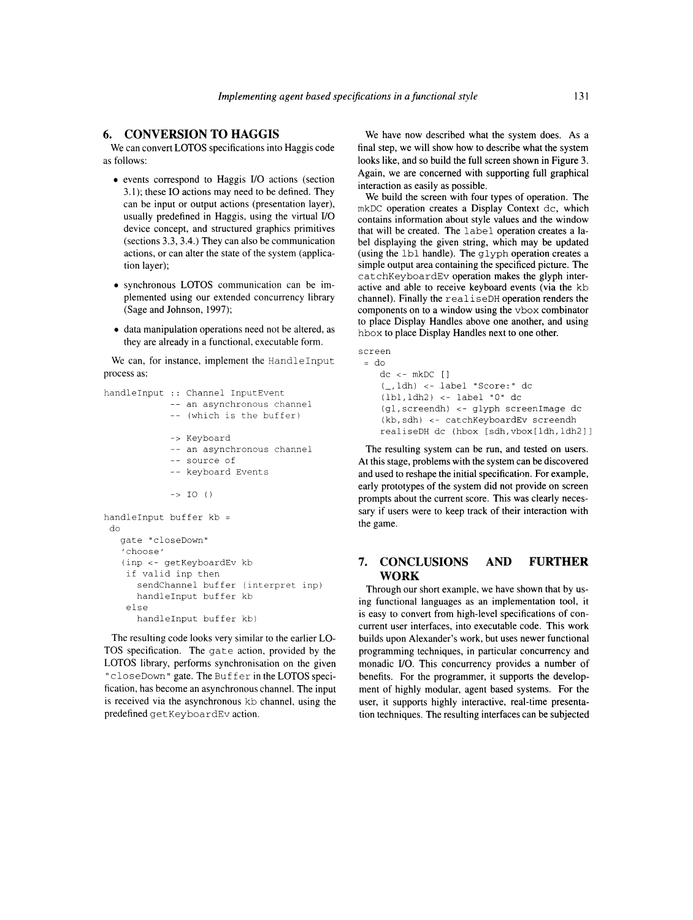## 6. CONVERSION TO HAGGIS

We can convert LOTOS specifications into Haggis code as follows:

- events correspond to Haggis I/O actions (section 3.1); these IO actions may need to be defined. They can be input or output actions (presentation layer), usually predefined in Haggis, using the virtual I/O device concept, and structured graphics primitives (sections 3.3, 3.4.) They can also be communication actions, or can alter the state of the system (application layer);
- synchronous LOTOS communication can be implemented using our extended concurrency library (Sage and Johnson, 1997);
- data manipulation operations need not be altered, as they are already in a functional, executable form.

We can, for instance, implement the `HandleInput` process as:

```
handleInput :: Channel InputEvent
            -- an asynchronous channel
            -- (which is the buffer)

            -> Keyboard
            -- an asynchronous channel
            -- source of
            -- keyboard Events

            -> IO ()

handleInput buffer kb =
 do
   gate "closeDown"
   'choose'
   (inp <- getKeyboardEv kb
    if valid inp then
      sendChannel buffer (interpret inp)
      handleInput buffer kb
    else
      handleInput buffer kb)
```

The resulting code looks very similar to the earlier LOTOS specification. The `gate` action, provided by the LOTOS library, performs synchronisation on the given `"closeDown"` gate. The `Buffer` in the LOTOS specification, has become an asynchronous channel. The input is received via the asynchronous `kb` channel, using the predefined `getKeyboardEv` action.

We have now described what the system does. As a final step, we will show how to describe what the system looks like, and so build the full screen shown in Figure 3. Again, we are concerned with supporting full graphical interaction as easily as possible.

We build the screen with four types of operation. The `mkDC` operation creates a Display Context `dc`, which contains information about style values and the window that will be created. The `label` operation creates a label displaying the given string, which may be updated (using the `lbl` handle). The `glyph` operation creates a simple output area containing the specificed picture. The `catchKeyboardEv` operation makes the glyph interactive and able to receive keyboard events (via the `kb` channel). Finally the `realiseDH` operation renders the components on to a window using the `vbox` combinator to place Display Handles above one another, and using `hbox` to place Display Handles next to one other.

```
screen
 = do
    dc <- mkDC []
    (_,ldh) <- label "Score:" dc
    (lbl,ldh2) <- label "0" dc
    (gl,screendh) <- glyph screenImage dc
    (kb,sdh) <- catchKeyboardEv screendh
    realiseDH dc (hbox [sdh,vbox[ldh,ldh2]]
```

The resulting system can be run, and tested on users. At this stage, problems with the system can be discovered and used to reshape the initial specification. For example, early prototypes of the system did not provide on screen prompts about the current score. This was clearly necessary if users were to keep track of their interaction with the game.

## 7. CONCLUSIONS AND FURTHER WORK

Through our short example, we have shown that by using functional languages as an implementation tool, it is easy to convert from high-level specifications of concurrent user interfaces, into executable code. This work builds upon Alexander's work, but uses newer functional programming techniques, in particular concurrency and monadic I/O. This concurrency provides a number of benefits. For the programmer, it supports the development of highly modular, agent based systems. For the user, it supports highly interactive, real-time presentation techniques. The resulting interfaces can be subjected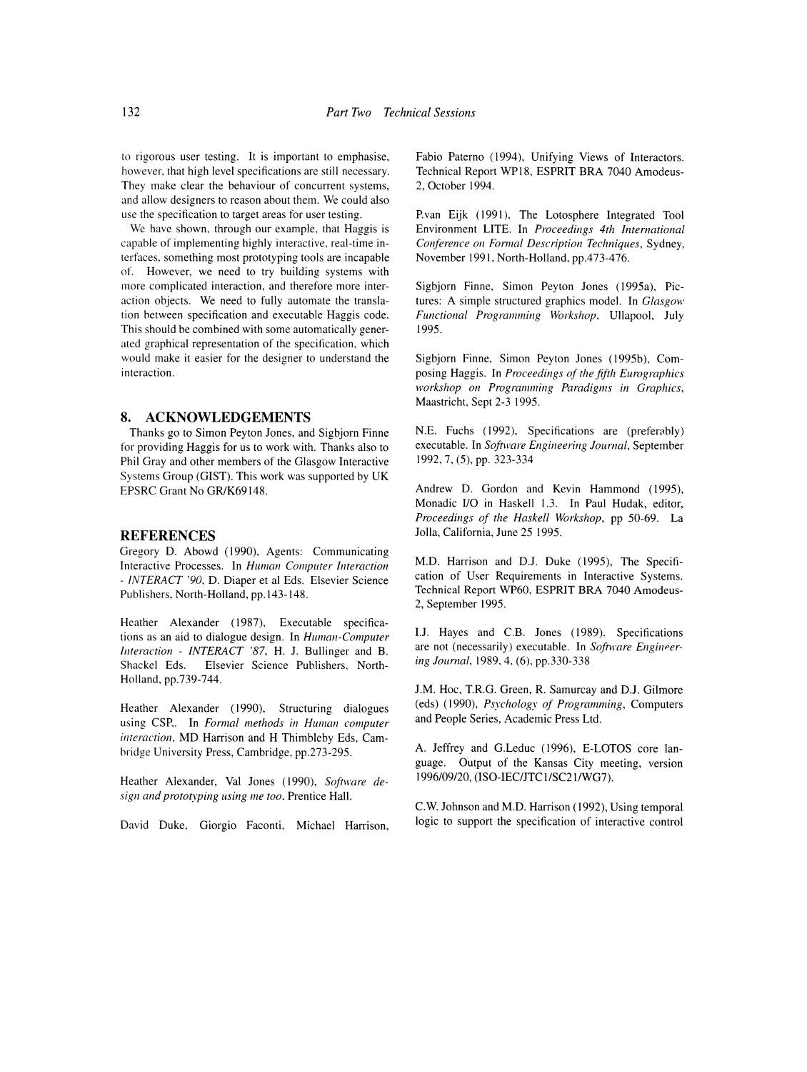to rigorous user testing. It is important to emphasise, however, that high level specifications are still necessary. They make clear the behaviour of concurrent systems, and allow designers to reason about them. We could also use the specification to target areas for user testing.

We have shown, through our example, that Haggis is capable of implementing highly interactive, real-time interfaces, something most prototyping tools are incapable of. However, we need to try building systems with more complicated interaction, and therefore more interaction objects. We need to fully automate the translation between specification and executable Haggis code. This should be combined with some automatically generated graphical representation of the specification, which would make it easier for the designer to understand the interaction.

## 8. ACKNOWLEDGEMENTS

Thanks go to Simon Peyton Jones, and Sigbjorn Finne for providing Haggis for us to work with. Thanks also to Phil Gray and other members of the Glasgow Interactive Systems Group (GIST). This work was supported by UK EPSRC Grant No GR/K69148.

## REFERENCES

Gregory D. Abowd (1990), Agents: Communicating Interactive Processes. In *Human Computer Interaction - INTERACT '90*, D. Diaper et al Eds. Elsevier Science Publishers, North-Holland, pp.143-148.

Heather Alexander (1987), Executable specifications as an aid to dialogue design. In *Human-Computer Interaction - INTERACT '87*, H. J. Bullinger and B. Shackel Eds. Elsevier Science Publishers, North-Holland, pp.739-744.

Heather Alexander (1990), Structuring dialogues using CSP,. In *Formal methods in Human computer interaction*, MD Harrison and H Thimbleby Eds, Cambridge University Press, Cambridge, pp.273-295.

Heather Alexander, Val Jones (1990), *Software design and prototyping using me too*, Prentice Hall.

David Duke, Giorgio Faconti, Michael Harrison, Fabio Paterno (1994), Unifying Views of Interactors. Technical Report WP18, ESPRIT BRA 7040 Amodeus-2, October 1994.

P.van Eijk (1991), The Lotosphere Integrated Tool Environment LITE. In *Proceedings 4th International Conference on Formal Description Techniques*, Sydney, November 1991, North-Holland, pp.473-476.

Sigbjorn Finne, Simon Peyton Jones (1995a), Pictures: A simple structured graphics model. In *Glasgow Functional Programming Workshop*, Ullapool, July 1995.

Sigbjorn Finne, Simon Peyton Jones (1995b), Composing Haggis. In *Proceedings of the fifth Eurographics workshop on Programming Paradigms in Graphics*, Maastricht, Sept 2-3 1995.

N.E. Fuchs (1992), Specifications are (preferably) executable. In *Software Engineering Journal*, September 1992, 7, (5), pp. 323-334

Andrew D. Gordon and Kevin Hammond (1995), Monadic I/O in Haskell 1.3. In Paul Hudak, editor, *Proceedings of the Haskell Workshop*, pp 50-69. La Jolla, California, June 25 1995.

M.D. Harrison and D.J. Duke (1995), The Specification of User Requirements in Interactive Systems. Technical Report WP60, ESPRIT BRA 7040 Amodeus-2, September 1995.

I.J. Hayes and C.B. Jones (1989), Specifications are not (necessarily) executable. In *Software Engineering Journal*, 1989, 4, (6), pp.330-338

J.M. Hoc, T.R.G. Green, R. Samurcay and D.J. Gilmore (eds) (1990), *Psychology of Programming*, Computers and People Series, Academic Press Ltd.

A. Jeffrey and G.Leduc (1996), E-LOTOS core language. Output of the Kansas City meeting, version 1996/09/20, (ISO-IEC/JTC1/SC21/WG7).

C.W. Johnson and M.D. Harrison (1992), Using temporal logic to support the specification of interactive control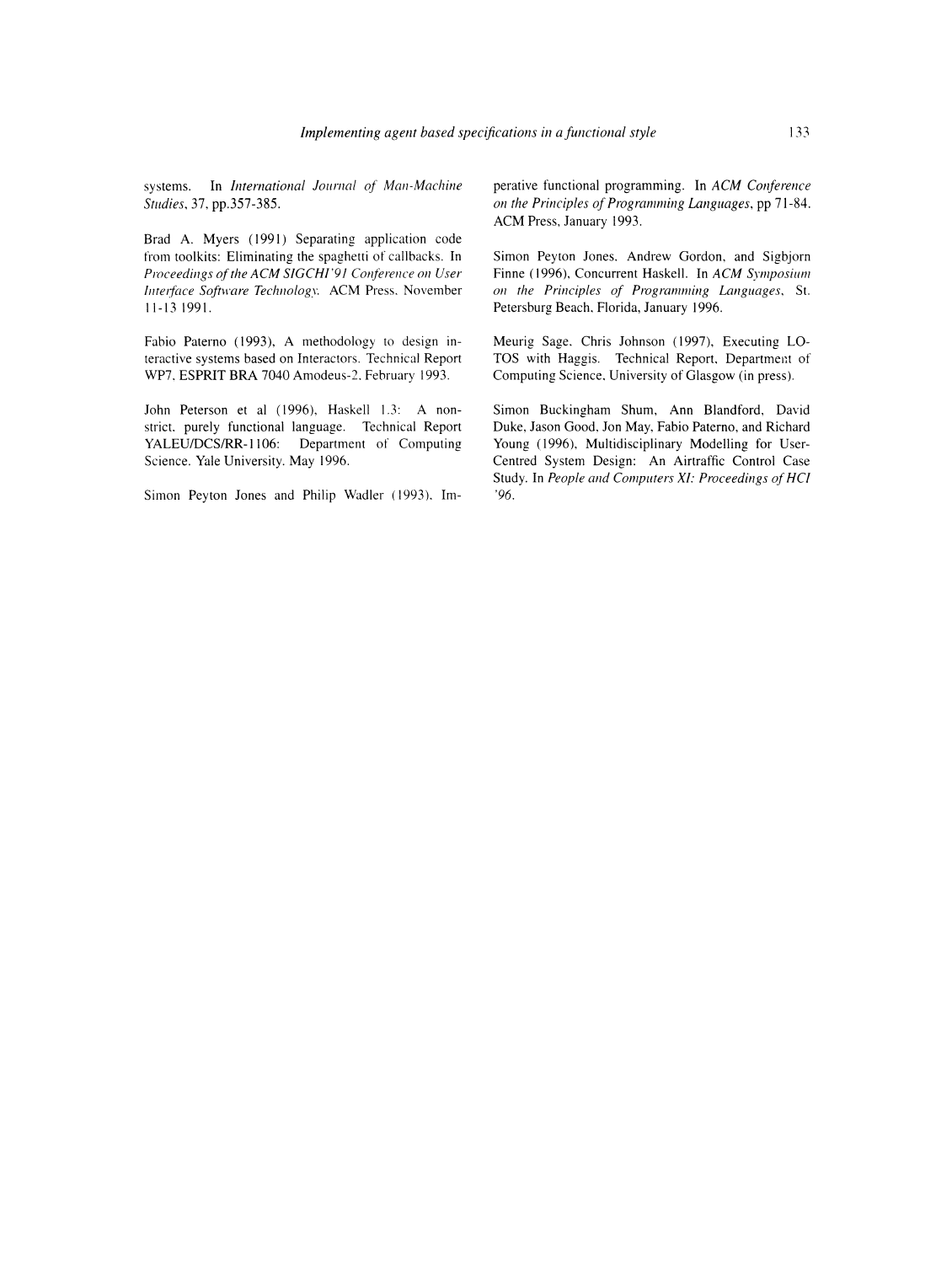systems. In *International Journal of Man-Machine Studies*, 37, pp.357-385.

Brad A. Myers (1991) Separating application code from toolkits: Eliminating the spaghetti of callbacks. In *Proceedings of the ACM SIGCHI'91 Conference on User Interface Software Technology*. ACM Press. November 11-13 1991.

Fabio Paterno (1993), A methodology to design interactive systems based on Interactors. Technical Report WP7, ESPRIT BRA 7040 Amodeus-2. February 1993.

John Peterson et al (1996), Haskell 1.3: A non-strict, purely functional language. Technical Report YALEU/DCS/RR-1106: Department of Computing Science. Yale University. May 1996.

Simon Peyton Jones and Philip Wadler (1993). Imperative functional programming. In *ACM Conference on the Principles of Programming Languages*, pp 71-84. ACM Press, January 1993.

Simon Peyton Jones. Andrew Gordon, and Sigbjorn Finne (1996), Concurrent Haskell. In *ACM Symposium on the Principles of Programming Languages*, St. Petersburg Beach, Florida, January 1996.

Meurig Sage. Chris Johnson (1997), Executing LOTOS with Haggis. Technical Report, Department of Computing Science, University of Glasgow (in press).

Simon Buckingham Shum, Ann Blandford, David Duke, Jason Good, Jon May, Fabio Paterno, and Richard Young (1996), Multidisciplinary Modelling for User-Centred System Design: An Airtraffic Control Case Study. In *People and Computers XI: Proceedings of HCI '96*.